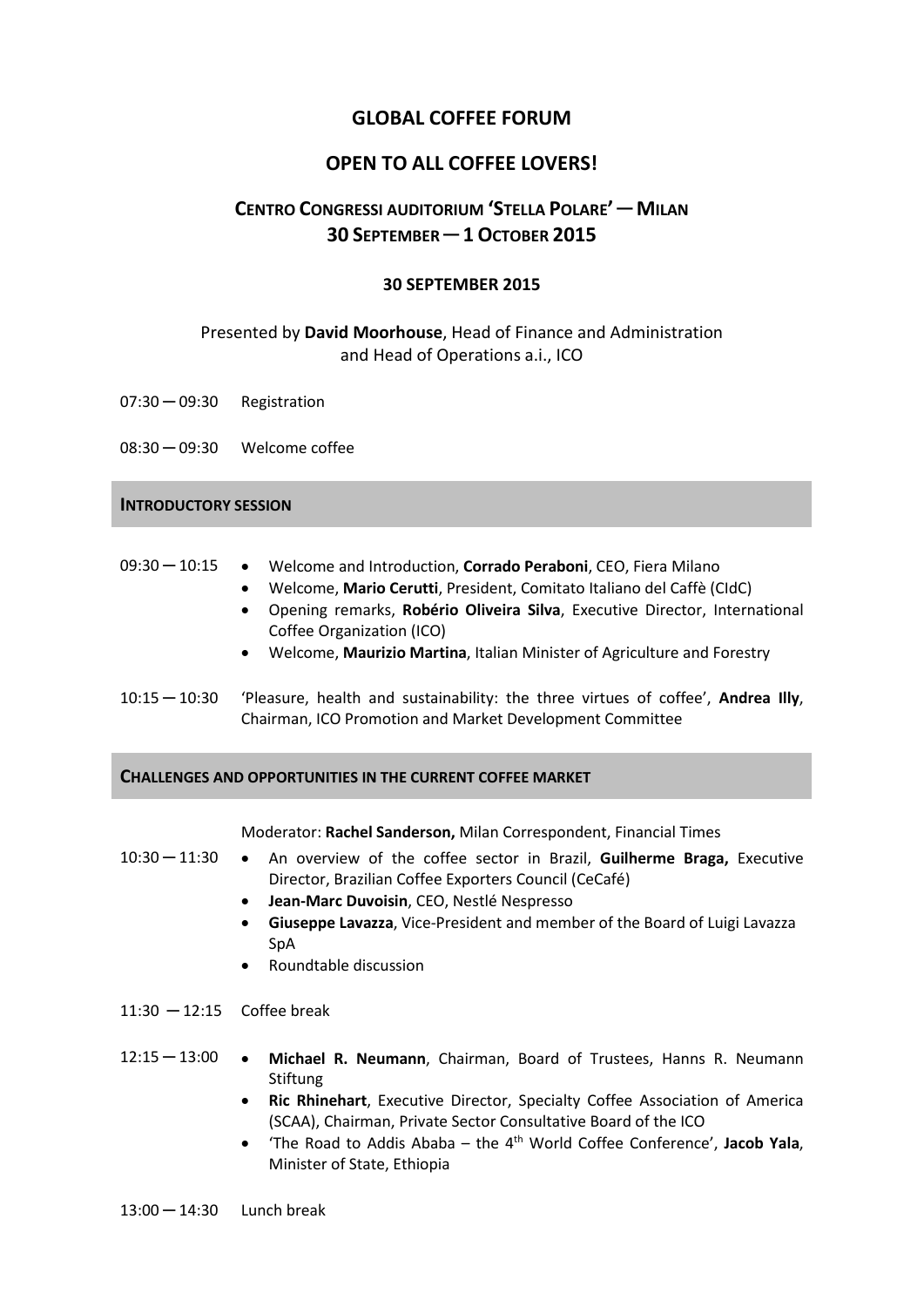# GLOBAL COFFEE FORUM

## OPEN TO ALL COFFEE LOVERS!

## CENTRO CONGRESSI AUDITORIUM 'STELLA POLARE' — MILAN
## 30 SEPTEMBER — 1 OCTOBER 2015

### 30 SEPTEMBER 2015

Presented by **David Moorhouse**, Head of Finance and Administration and Head of Operations a.i., ICO

07:30 — 09:30 Registration

08:30 — 09:30 Welcome coffee

### INTRODUCTORY SESSION

09:30 — 10:15
- Welcome and Introduction, **Corrado Peraboni**, CEO, Fiera Milano
- Welcome, **Mario Cerutti**, President, Comitato Italiano del Caffè (CIdC)
- Opening remarks, **Robério Oliveira Silva**, Executive Director, International Coffee Organization (ICO)
- Welcome, **Maurizio Martina**, Italian Minister of Agriculture and Forestry

10:15 — 10:30 'Pleasure, health and sustainability: the three virtues of coffee', **Andrea Illy**, Chairman, ICO Promotion and Market Development Committee

### CHALLENGES AND OPPORTUNITIES IN THE CURRENT COFFEE MARKET

Moderator: **Rachel Sanderson,** Milan Correspondent, Financial Times

10:30 — 11:30
- An overview of the coffee sector in Brazil, **Guilherme Braga,** Executive Director, Brazilian Coffee Exporters Council (CeCafé)
- **Jean-Marc Duvoisin**, CEO, Nestlé Nespresso
- **Giuseppe Lavazza**, Vice-President and member of the Board of Luigi Lavazza SpA
- Roundtable discussion

11:30 — 12:15 Coffee break

12:15 — 13:00
- **Michael R. Neumann**, Chairman, Board of Trustees, Hanns R. Neumann Stiftung
- **Ric Rhinehart**, Executive Director, Specialty Coffee Association of America (SCAA), Chairman, Private Sector Consultative Board of the ICO
- 'The Road to Addis Ababa – the 4th World Coffee Conference', **Jacob Yala**, Minister of State, Ethiopia

13:00 — 14:30 Lunch break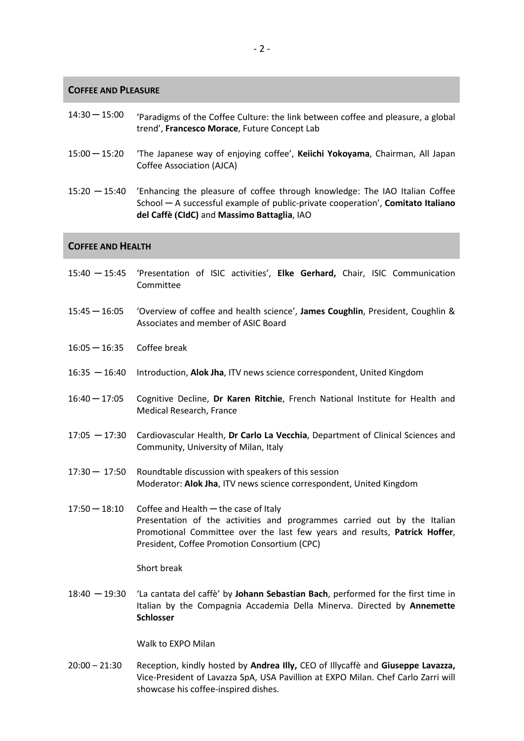## COFFEE AND PLEASURE

14:30 — 15:00 'Paradigms of the Coffee Culture: the link between coffee and pleasure, a global trend', **Francesco Morace**, Future Concept Lab

15:00 — 15:20 'The Japanese way of enjoying coffee', **Keiichi Yokoyama**, Chairman, All Japan Coffee Association (AJCA)

15:20 — 15:40 'Enhancing the pleasure of coffee through knowledge: The IAO Italian Coffee School — A successful example of public-private cooperation', **Comitato Italiano del Caffè (CIdC)** and **Massimo Battaglia**, IAO

## COFFEE AND HEALTH

15:40 — 15:45 'Presentation of ISIC activities', **Elke Gerhard,** Chair, ISIC Communication Committee

15:45 — 16:05 'Overview of coffee and health science', **James Coughlin**, President, Coughlin & Associates and member of ASIC Board

16:05 — 16:35 Coffee break

16:35 — 16:40 Introduction, **Alok Jha**, ITV news science correspondent, United Kingdom

16:40 — 17:05 Cognitive Decline, **Dr Karen Ritchie**, French National Institute for Health and Medical Research, France

17:05 — 17:30 Cardiovascular Health, **Dr Carlo La Vecchia**, Department of Clinical Sciences and Community, University of Milan, Italy

17:30 — 17:50 Roundtable discussion with speakers of this session
Moderator: **Alok Jha**, ITV news science correspondent, United Kingdom

17:50 — 18:10 Coffee and Health — the case of Italy
Presentation of the activities and programmes carried out by the Italian Promotional Committee over the last few years and results, **Patrick Hoffer**, President, Coffee Promotion Consortium (CPC)

Short break

18:40 — 19:30 'La cantata del caffè' by **Johann Sebastian Bach**, performed for the first time in Italian by the Compagnia Accademia Della Minerva. Directed by **Annemette Schlosser**

Walk to EXPO Milan

20:00 – 21:30 Reception, kindly hosted by **Andrea Illy,** CEO of Illycaffè and **Giuseppe Lavazza,** Vice-President of Lavazza SpA, USA Pavillion at EXPO Milan. Chef Carlo Zarri will showcase his coffee-inspired dishes.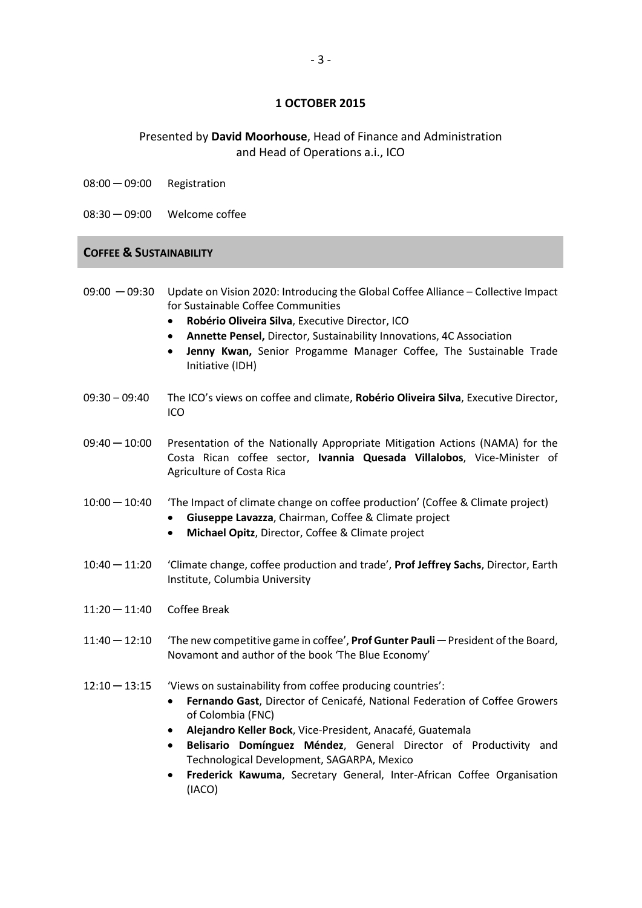**1 OCTOBER 2015**

Presented by **David Moorhouse**, Head of Finance and Administration and Head of Operations a.i., ICO

08:00 ─ 09:00 Registration

08:30 ─ 09:00 Welcome coffee

## COFFEE & SUSTAINABILITY

09:00 ─ 09:30 Update on Vision 2020: Introducing the Global Coffee Alliance – Collective Impact for Sustainable Coffee Communities

- **Robério Oliveira Silva**, Executive Director, ICO
- **Annette Pensel,** Director, Sustainability Innovations, 4C Association
- **Jenny Kwan,** Senior Progamme Manager Coffee, The Sustainable Trade Initiative (IDH)

09:30 – 09:40 The ICO's views on coffee and climate, **Robério Oliveira Silva**, Executive Director, ICO

09:40 ─ 10:00 Presentation of the Nationally Appropriate Mitigation Actions (NAMA) for the Costa Rican coffee sector, **Ivannia Quesada Villalobos**, Vice-Minister of Agriculture of Costa Rica

10:00 ─ 10:40 'The Impact of climate change on coffee production' (Coffee & Climate project)

- **Giuseppe Lavazza**, Chairman, Coffee & Climate project
- **Michael Opitz**, Director, Coffee & Climate project

10:40 ─ 11:20 'Climate change, coffee production and trade', **Prof Jeffrey Sachs**, Director, Earth Institute, Columbia University

11:20 ─ 11:40 Coffee Break

11:40 ─ 12:10 'The new competitive game in coffee', **Prof Gunter Pauli** ─ President of the Board, Novamont and author of the book 'The Blue Economy'

12:10 ─ 13:15 'Views on sustainability from coffee producing countries':

- **Fernando Gast**, Director of Cenicafé, National Federation of Coffee Growers of Colombia (FNC)
- **Alejandro Keller Bock**, Vice-President, Anacafé, Guatemala
- **Belisario Domínguez Méndez**, General Director of Productivity and Technological Development, SAGARPA, Mexico
- **Frederick Kawuma**, Secretary General, Inter-African Coffee Organisation (IACO)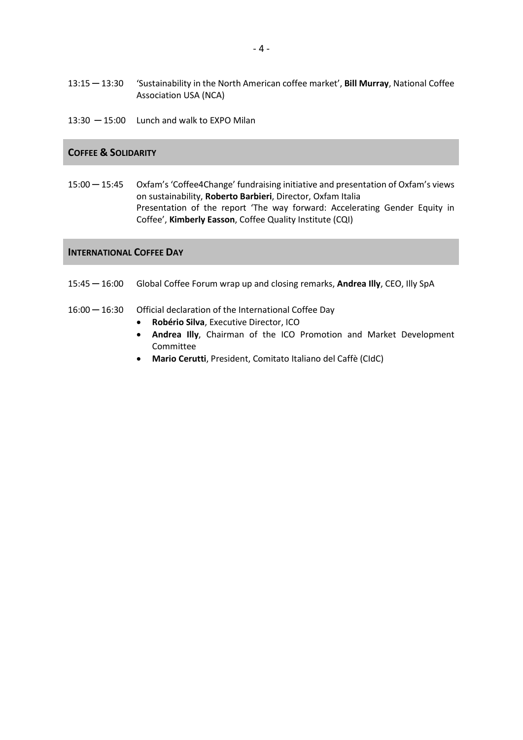13:15 ─ 13:30 'Sustainability in the North American coffee market', **Bill Murray**, National Coffee Association USA (NCA)

13:30 ─ 15:00 Lunch and walk to EXPO Milan

## COFFEE & SOLIDARITY

15:00 ─ 15:45 Oxfam's 'Coffee4Change' fundraising initiative and presentation of Oxfam's views on sustainability, **Roberto Barbieri**, Director, Oxfam Italia
Presentation of the report 'The way forward: Accelerating Gender Equity in Coffee', **Kimberly Easson**, Coffee Quality Institute (CQI)

## INTERNATIONAL COFFEE DAY

15:45 ─ 16:00 Global Coffee Forum wrap up and closing remarks, **Andrea Illy**, CEO, Illy SpA

16:00 ─ 16:30 Official declaration of the International Coffee Day

- **Robério Silva**, Executive Director, ICO
- **Andrea Illy**, Chairman of the ICO Promotion and Market Development Committee
- **Mario Cerutti**, President, Comitato Italiano del Caffè (CIdC)